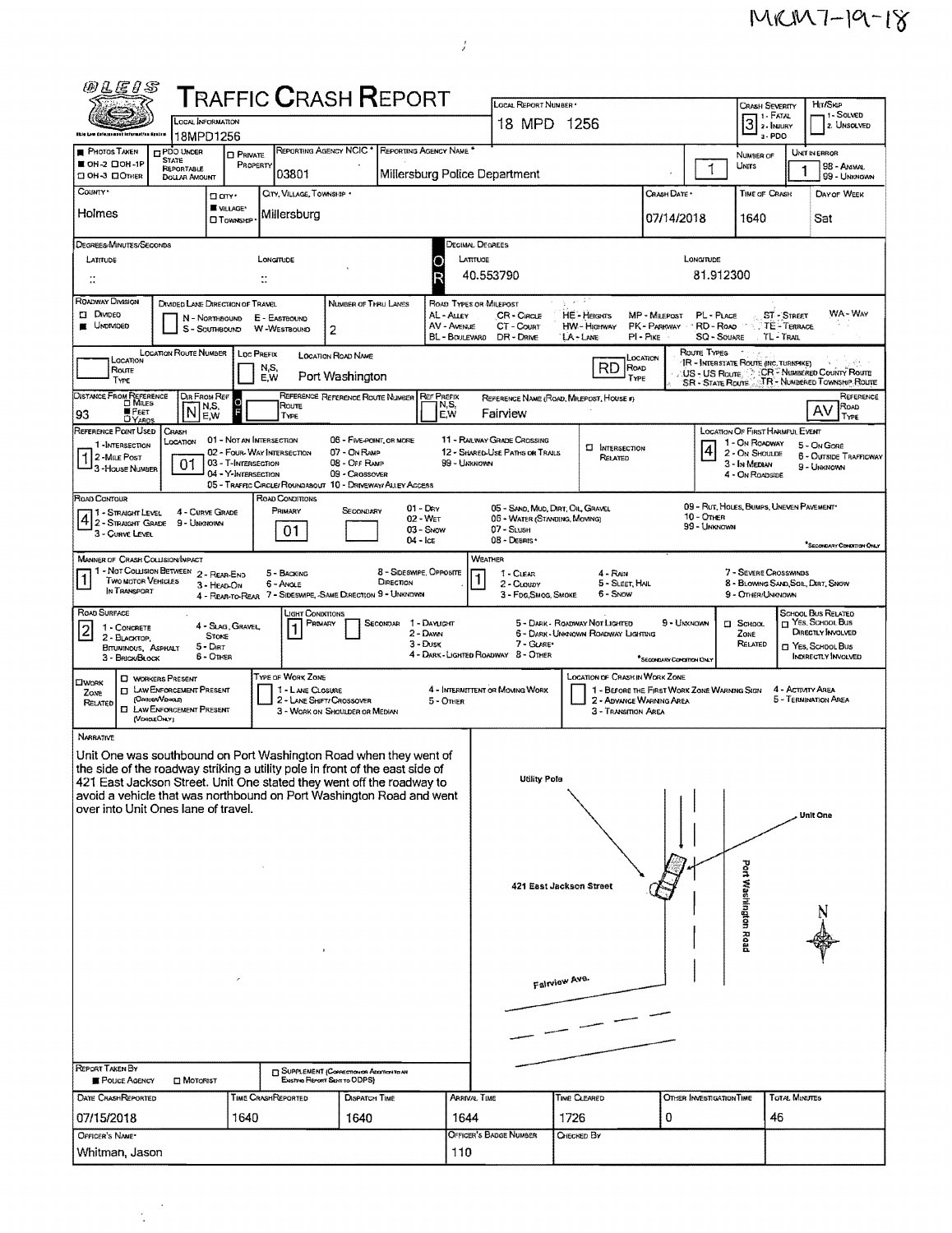MCM7-19-18

# Traffic Crash Report

| Field | Value |
|---|---|
| Local Information | 18MPD1256 |
| Local Report Number | 18 MPD 1256 |
| Crash Severity | 3 (1 - Fatal, 2 - Injury, 3 - PDO) |
| Hit/Skip | 1 - Solved, 2 - Unsolved |
| Photos Taken | OH-2 |
| Reporting Agency NCIC | 03801 |
| Reporting Agency Name | Millersburg Police Department |
| Number of Units | 1 |
| Unit in Error | 1 |
| County | Holmes |
| City, Village, Township | Village – Millersburg |
| Crash Date | 07/14/2018 |
| Time of Crash | 1640 |
| Day of Week | Sat |
| Decimal Degrees – Latitude | 40.553790 |
| Decimal Degrees – Longitude | 81.912300 |

## Roadway

| Field | Value |
|---|---|
| Roadway Division | Undivided |
| Number of Thru Lanes | 2 |
| Location Road Name | Port Washington |
| Location Road Type | RD |
| Distance From Reference | 93 Feet |
| Dir From Ref | N |
| Reference Name | Fairview |
| Reference Road Type | AV |
| Reference Point Used | 1 - Intersection |
| Crash Location | 01 - Not an Intersection |
| Location of First Harmful Event | 4 - On Roadside |
| Road Contour | 4 - Curve Grade |
| Road Conditions (Primary) | 01 - Dry |
| Manner of Crash Collision/Impact | 1 - Not Collision Between Two Motor Vehicles in Transport |
| Weather | 1 - Clear |
| Road Surface | 2 - Blacktop, Bituminous, Asphalt |
| Light Conditions (Primary) | 1 - Daylight |

## Narrative

Unit One was southbound on Port Washington Road when they went of the side of the roadway striking a utility pole in front of the east side of 421 East Jackson Street. Unit One stated they went off the roadway to avoid a vehicle that was northbound on Port Washington Road and went over into Unit Ones lane of travel.

Diagram labels: Utility Pole; Unit One; 421 East Jackson Street; Port Washington Road; Fairview Ave.; N

## Report Information

| Field | Value |
|---|---|
| Report Taken By | Police Agency |
| Date Crash Reported | 07/15/2018 |
| Time Crash Reported | 1640 |
| Dispatch Time | 1640 |
| Arrival Time | 1644 |
| Time Cleared | 1726 |
| Other Investigation Time | 0 |
| Total Minutes | 46 |
| Officer's Name | Whitman, Jason |
| Officer's Badge Number | 110 |
| Checked By | |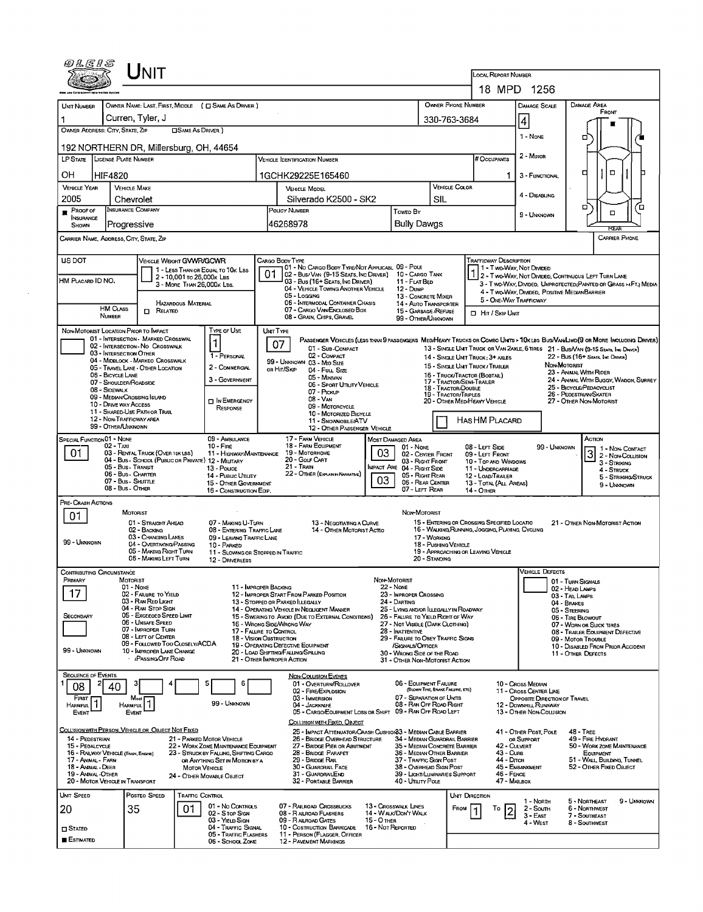# UNIT

**LOCAL REPORT NUMBER:** 18 MPD 1256

| UNIT NUMBER | OWNER NAME: LAST, FIRST, MIDDLE ( ☐ SAME AS DRIVER ) | OWNER PHONE NUMBER | DAMAGE SCALE | DAMAGE AREA |
|---|---|---|---|---|
| 1 | Curren, Tyler, J | 330-763-3684 | 4 | FRONT |

**OWNER ADDRESS: CITY, STATE, ZIP** ☐ SAME AS DRIVER )
192 NORTHERN DR, Millersburg, OH, 44654

DAMAGE SCALE: 1 - NONE, 2 - MINOR, 3 - FUNCTIONAL, 4 - DISABLING, 9 - UNKNOWN

| LP STATE | LICENSE PLATE NUMBER | VEHICLE IDENTIFICATION NUMBER | # OCCUPANTS |
|---|---|---|---|
| OH | HIF4820 | 1GCHK29225E165460 | 1 |

| VEHICLE YEAR | VEHICLE MAKE | VEHICLE MODEL | VEHICLE COLOR |
|---|---|---|---|
| 2005 | Chevrolet | Silverado K2500 - SK2 | SIL |

| PROOF OF INSURANCE SHOWN | INSURANCE COMPANY | POLICY NUMBER | TOWED BY |
|---|---|---|---|
| ■ | Progressive | 46268978 | Bully Dawgs |

CARRIER NAME, ADDRESS, CITY, STATE, ZIP — CARRIER PHONE

US DOT — VEHICLE WEIGHT GVWR/GCWR: 1 - LESS THAN OR EQUAL TO 10K LBS; 2 - 10,001 TO 26,000K LBS; 3 - MORE THAN 26,000K LBS.

HM PLACARD ID NO. — HM CLASS NUMBER — ☐ RELATED HAZARDOUS MATERIAL

CARGO BODY TYPE: **01** — 01 - NO CARGO BODY TYPE/NOT APPLICABLE; 02 - BUS/VAN (9-15 SEATS, INC DRIVER); 03 - BUS (16+ SEATS, INC DRIVER); 04 - VEHICLE TOWING ANOTHER VEHICLE; 05 - LOGGING; 06 - INTERMODAL CONTAINER CHASIS; 07 - CARGO VAN/ENCLOSED BOX; 08 - GRAIN, CHIPS, GRAVEL; 09 - POLE; 10 - CARGO TANK; 11 - FLAT BED; 12 - DUMP; 13 - CONCRETE MIXER; 14 - AUTO TRANSPORTER; 15 - GARBAGE/REFUSE; 99 - OTHER/UNKNOWN

TRAFFICWAY DESCRIPTION: **1** — 1 - TWO-WAY, NOT DIVIDED; 2 - TWO-WAY, NOT DIVIDED, CONTINUOUS LEFT TURN LANE; 3 - TWO-WAY, DIVIDED, UNPROTECTED (PAINTED OR GRASS >4FT.) MEDIA; 4 - TWO-WAY, DIVIDED, POSITIVE MEDIAN BARRIER; 5 - ONE-WAY TRAFFICWAY; ☐ HIT / SKIP UNIT

NON-MOTORIST LOCATION PRIOR TO IMPACT: 01 - INTERSECTION - MARKED CROSSWALK; 02 - INTERSECTION - NO CROSSWALK; 03 - INTERSECTION OTHER; 04 - MIDBLOCK - MARKED CROSSWALK; 05 - TRAVEL LANE - OTHER LOCATION; 06 - BICYCLE LANE; 07 - SHOULDER/ROADSIDE; 08 - SIDEWALK; 09 - MEDIAN/CROSSING ISLAND; 10 - DRIVE WAY ACCESS; 11 - SHARED-USE PATH OR TRAIL; 12 - NON-TRAFFICWAY AREA; 99 - OTHER/UNKNOWN

TYPE OF USE: **1** — 1 - PERSONAL; 2 - COMMERCIAL; 3 - GOVERNMENT; ☐ IN EMERGENCY RESPONSE

UNIT TYPE: **07** — PASSENGER VEHICLES (LESS THAN 9 PASSENGERS MED/HEAVY TRUCKS OR COMBO UNITS > 10K LBS BUS/VAN/LIMO (9 OR MORE INCLUDING DRIVER): 01 - SUB-COMPACT; 02 - COMPACT; 99 - UNKNOWN 03 - MID SIZE; OR HIT/SKIP 04 - FULL SIZE; 05 - MINIVAN; 06 - SPORT UTILITY VEHICLE; 07 - PICKUP; 08 - VAN; 09 - MOTORCYCLE; 10 - MOTORIZED BICYCLE; 11 - SNOWMOBILE/ATV; 12 - OTHER PASSENGER VEHICLE; 13 - SINGLE UNIT TRUCK OR VAN 2AXLE, 6 TIRES; 14 - SINGLE UNIT TRUCK; 3+ AXLES; 15 - SINGLE UNIT TRUCK / TRAILER; 16 - TRUCK/TRACTOR (BOBTAIL); 17 - TRACTOR/SEMI-TRAILER; 18 - TRACTOR/DOUBLE; 19 - TRACTOR/TRIPLES; 20 - OTHER MED/HEAVY VEHICLE; 21 - BUS/VAN (9-15 SEATS, INC DRIVER); 22 - BUS (16+ SEATS, INC DRIVER); NON-MOTORIST: 23 - ANIMAL WITH RIDER; 24 - ANIMAL WITH BUGGY, WAGON, SURREY; 25 - BICYCLE/PEDACYCLIST; 26 - PEDESTRIAN/SKATER; 27 - OTHER NON-MOTORIST; ☐ HAS HM PLACARD

SPECIAL FUNCTION: **01** — 01 - NONE; 02 - TAXI; 03 - RENTAL TRUCK (OVER 10K LBS); 04 - BUS - SCHOOL (PUBLIC OR PRIVATE); 05 - BUS - TRANSIT; 06 - BUS - CHARTER; 07 - BUS - SHUTTLE; 08 - BUS - OTHER; 09 - AMBULANCE; 10 - FIRE; 11 - HIGHWAY/MAINTENANCE; 12 - MILITARY; 13 - POLICE; 14 - PUBLIC UTILITY; 15 - OTHER GOVERNMENT; 16 - CONSTRUCTION EQIP.; 17 - FARM VEHICLE; 18 - FARM EQUIPMENT; 19 - MOTORHOME; 20 - GOLF CART; 21 - TRAIN; 22 - OTHER (EXPLAIN IN NARRATIVE)

MOST DAMAGED AREA: **03**; IMPACT AREA: **03** — 01 - NONE; 02 - CENTER FRONT; 03 - RIGHT FRONT; 04 - RIGHT SIDE; 05 - RIGHT REAR; 06 - REAR CENTER; 07 - LEFT REAR; 08 - LEFT SIDE; 09 - LEFT FRONT; 10 - TOP AND WINDOWS; 11 - UNDERCARRIAGE; 12 - LOAD/TRAILER; 13 - TOTAL (ALL AREAS); 14 - OTHER; 99 - UNKNOWN

ACTION: **3** — 1 - NON-CONTACT; 2 - NON-COLLISION; 3 - STRIKING; 4 - STRUCK; 5 - STRIKING/STRUCK; 9 - UNKNOWN

PRE-CRASH ACTIONS: **01** — MOTORIST: 01 - STRAIGHT AHEAD; 02 - BACKING; 03 - CHANGING LANES; 04 - OVERTAKING/PASSING; 05 - MAKING RIGHT TURN; 06 - MAKING LEFT TURN; 07 - MAKING U-TURN; 08 - ENTERING TRAFFIC LANE; 09 - LEAVING TRAFFIC LANE; 10 - PARKED; 11 - SLOWING OR STOPPED IN TRAFFIC; 12 - DRIVERLESS; 13 - NEGOTIATING A CURVE; 14 - OTHER MOTORIST ACTIO; 99 - UNKNOWN. NON-MOTORIST: 15 - ENTERING OR CROSSING SPECIFIED LOCATIO; 16 - WALKING, RUNNING, JOGGING, PLAYING, CYCLING; 17 - WORKING; 18 - PUSHING VEHICLE; 19 - APPROACHING OR LEAVING VEHICLE; 20 - STANDING; 21 - OTHER NON-MOTORIST ACTION

CONTRIBUTING CIRCUMSTANCE: PRIMARY **17**; SECONDARY (blank) — MOTORIST: 01 - NONE; 02 - FAILURE TO YIELD; 03 - RAN RED LIGHT; 04 - RAN STOP SIGN; 05 - EXCEEDED SPEED LIMIT; 06 - UNSAFE SPEED; 07 - IMPROPER TURN; 08 - LEFT OF CENTER; 09 - FOLLOWED TOO CLOSELY/ACDA; 10 - IMPROPER LANE CHANGE /PASSING/OFF ROAD; 11 - IMPROPER BACKING; 12 - IMPROPER START FROM PARKED POSITION; 13 - STOPPED OR PARKED ILLEGALLY; 14 - OPERATING VEHICLE IN NEGLIGENT MANNER; 15 - SWERING TO AVOID (DUE TO EXTERNAL CONDITIONS); 16 - WRONG SIDE/WRONG WAY; 17 - FAILURE TO CONTROL; 18 - VISION OBSTRUCTION; 19 - OPERATING DEFECTIVE EQUIPMENT; 20 - LOAD SHIFTING/FALLING/SPILLING; 21 - OTHER IMPROPER ACTION; 99 - UNKNOWN. NON-MOTORIST: 22 - NONE; 23 - IMPROPER CROSSING; 24 - DARTING; 25 - LYING AND/OR ILLEGALLY IN ROADWAY; 26 - FAILURE TO YIELD RIGHT OF WAY; 27 - NOT VISIBLE (DARK CLOTHING); 28 - INATTENTIVE; 29 - FAILURE TO OBEY TRAFFIC SIGNS /SIGNALS/OFFICER; 30 - WRONG SIDE OF THE ROAD; 31 - OTHER NON-MOTORIST ACTION

VEHICLE DEFECTS: 01 - TURN SIGNALS; 02 - HEAD LAMPS; 03 - TAIL LAMPS; 04 - BRAKES; 05 - STEERING; 06 - TIRE BLOWOUT; 07 - WORN OR SLICK TIRES; 08 - TRAILER EQUIPMENT DEFECTIVE; 09 - MOTOR TROUBLE; 10 - DISABLED FROM PRIOR ACCIDENT; 11 - OTHER DEFECTS

SEQUENCE OF EVENTS: 1: **08**; 2: **40**; 3; 4; 5; 6 — FIRST HARMFUL EVENT: **1**; MOST HARMFUL EVENT: **1**; 99 - UNKNOWN

NON-COLLISION EVENTS: 01 - OVERTURN/ROLLOVER; 02 - FIRE/EXPLOSION; 03 - IMMERSION; 04 - JACKKNIFE; 05 - CARGO/EQUIPMENT LOSS OR SHIFT; 06 - EQUIPMENT FAILURE (BLOWN TIRE, BRAKE FAILURE, ETC); 07 - SEPARATION OF UNITS; 08 - RAN OFF ROAD RIGHT; 09 - RAN OFF ROAD LEFT; 10 - CROSS MEDIAN; 11 - CROSS CENTER LINE OPPOSITE DIRECTION OF TRAVEL; 12 - DOWNHILL RUNAWAY; 13 - OTHER NON-COLLISION

COLLISION WITH PERSON, VEHICLE OR OBJECT NOT FIXED: 14 - PEDESTRIAN; 15 - PEDALCYCLE; 16 - RAILWAY VEHICLE (TRAIN, ENGINE); 17 - ANIMAL - FARM; 18 - ANIMAL - DEER; 19 - ANIMAL - OTHER; 20 - MOTOR VEHICLE IN TRANSPORT; 21 - PARKED MOTOR VEHICLE; 22 - WORK ZONE MAINTENANCE EQUIPMENT; 23 - STRUCK BY FALLING, SHIFTING CARGO OR ANYTHING SET IN MOTION BY A MOTOR VEHICLE; 24 - OTHER MOVABLE OBJECT

COLLISION WITH FIXED, OBJECT: 25 - IMPACT ATTENUATOR/CRASH CUSHION; 26 - BRIDGE OVERHEAD STRUCTURE; 27 - BRIDGE PIER OR ABUTMENT; 28 - BRIDGE PARAPET; 29 - BRIDGE RAIL; 30 - GUARDRAIL FACE; 31 - GUARDRAILEND; 32 - PORTABLE BARRIER; 33 - MEDIAN CABLE BARRIER; 34 - MEDIAN GUARDRAIL BARRIER; 35 - MEDIAN CONCRETE BARRIER; 36 - MEDIAN OTHER BARRIER; 37 - TRAFFIC SIGN POST; 38 - OVERHEAD SIGN POST; 39 - LIGHT/LUMINARIES SUPPORT; 40 - UTILITY POLE; 41 - OTHER POST, POLE OR SUPPORT; 42 - CULVERT; 43 - CURB; 44 - DITCH; 45 - EMBANKMENT; 46 - FENCE; 47 - MAILBOX; 48 - TREE; 49 - FIRE HYDRANT; 50 - WORK ZONE MAINTENANCE EQUIPMENT; 51 - WALL, BUILDING, TUNNEL; 52 - OTHER FIXED OBJECT

| UNIT SPEED | POSTED SPEED | TRAFFIC CONTROL | UNIT DIRECTION |
|---|---|---|---|
| 20 | 35 | 01 | FROM 1 TO 2 |

☐ STATED ■ ESTIMATED

TRAFFIC CONTROL: 01 - NO CONTROLS; 02 - STOP SIGN; 03 - YIELD SIGN; 04 - TRAFFIC SIGNAL; 05 - TRAFFIC FLASHERS; 06 - SCHOOL ZONE; 07 - RAILROAD CROSSBUCKS; 08 - RAILROAD FLASHERS; 09 - RAILROAD GATES; 10 - COSTRUCTION BARRICADE; 11 - PERSON (FLAGGER, OFFICER); 12 - PAVEMENT MARKINGS; 13 - CROSSWALK LINES; 14 - WALK/DON'T WALK; 15 - OTHER; 16 - NOT REPORTED

UNIT DIRECTION: 1 - NORTH; 2 - SOUTH; 3 - EAST; 4 - WEST; 5 - NORTHEAST; 6 - NORTHWEST; 7 - SOUTHEAST; 8 - SOUTHWEST; 9 - UNKNOWN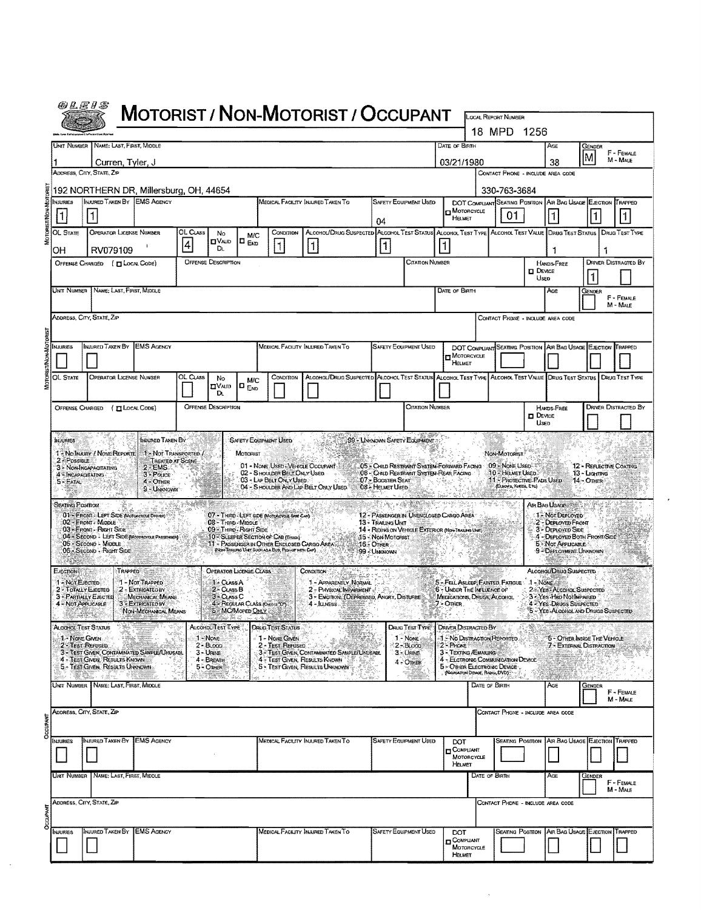# MOTORIST / NON-MOTORIST / OCCUPANT

OLEIS

| LOCAL REPORT NUMBER |
|---|
| 18 MPD 1256 |

## MOTORIST/NON-MOTORIST

| UNIT NUMBER | NAME: LAST, FIRST, MIDDLE | DATE OF BIRTH | AGE | GENDER (F - FEMALE, M - MALE) |
|---|---|---|---|---|
| 1 | Curren, Tyler, J | 03/21/1980 | 38 | M |

| ADDRESS, CITY, STATE, ZIP | CONTACT PHONE - INCLUDE AREA CODE |
|---|---|
| 192 NORTHERN DR, Millersburg, OH, 44654 | 330-763-3684 |

| INJURIES | INJURED TAKEN BY | EMS AGENCY | MEDICAL FACILITY INJURED TAKEN TO | SAFETY EQUIPMENT USED | DOT COMPLIANT MOTORCYCLE HELMET | SEATING POSITION | AIR BAG USAGE | EJECTION | TRAPPED |
|---|---|---|---|---|---|---|---|---|---|
| 1 | 1 | | | 04 | ☐ | 01 | 1 | 1 | 1 |

| OL STATE | OPERATOR LICENSE NUMBER | OL CLASS | NO VALID DL | M/C END | CONDITION | ALCOHOL/DRUG SUSPECTED | ALCOHOL TEST STATUS | ALCOHOL TEST TYPE | ALCOHOL TEST VALUE | DRUG TEST STATUS | DRUG TEST TYPE |
|---|---|---|---|---|---|---|---|---|---|---|---|
| OH | RV079109 | 4 | ☐ | ☐ | 1 | 1 | 1 | 1 | | 1 | 1 |

| OFFENSE CHARGED ( ☐ LOCAL CODE) | OFFENSE DESCRIPTION | CITATION NUMBER | HANDS-FREE DEVICE USED | DRIVER DISTRACTED BY |
|---|---|---|---|---|
| | | | ☐ | 1 |

## MOTORIST/NON-MOTORIST

| UNIT NUMBER | NAME: LAST, FIRST, MIDDLE | DATE OF BIRTH | AGE | GENDER (F - FEMALE, M - MALE) |
|---|---|---|---|---|
| | | | | |

| ADDRESS, CITY, STATE, ZIP | CONTACT PHONE - INCLUDE AREA CODE |
|---|---|
| | |

| INJURIES | INJURED TAKEN BY | EMS AGENCY | MEDICAL FACILITY INJURED TAKEN TO | SAFETY EQUIPMENT USED | DOT COMPLIANT MOTORCYCLE HELMET | SEATING POSITION | AIR BAG USAGE | EJECTION | TRAPPED |
|---|---|---|---|---|---|---|---|---|---|
| | | | | | ☐ | | | | |

| OL STATE | OPERATOR LICENSE NUMBER | OL CLASS | NO VALID DL | M/C END | CONDITION | ALCOHOL/DRUG SUSPECTED | ALCOHOL TEST STATUS | ALCOHOL TEST TYPE | ALCOHOL TEST VALUE | DRUG TEST STATUS | DRUG TEST TYPE |
|---|---|---|---|---|---|---|---|---|---|---|---|
| | | | ☐ | ☐ | | | | | | | |

| OFFENSE CHARGED ( ☐ LOCAL CODE) | OFFENSE DESCRIPTION | CITATION NUMBER | HANDS-FREE DEVICE USED | DRIVER DISTRACTED BY |
|---|---|---|---|---|
| | | | ☐ | |

## Codes

**INJURIES**
1 - NO INJURY / NONE REPORTED
2 - POSSIBLE
3 - NON-INCAPACITATING
4 - INCAPACITATING
5 - FATAL

**INJURED TAKEN BY**
1 - NOT TRANSPORTED / TREATED AT SCENE
2 - EMS
3 - POLICE
4 - OTHER
9 - UNKNOWN

**SAFETY EQUIPMENT USED**
99 - UNKNOWN SAFETY EQUIPMENT

MOTORIST
01 - NONE USED - VEHICLE OCCUPANT
02 - SHOULDER BELT ONLY USED
03 - LAP BELT ONLY USED
04 - SHOULDER AND LAP BELT ONLY USED
05 - CHILD RESTRAINT SYSTEM-FORWARD FACING
06 - CHILD RESTRAINT SYSTEM-REAR FACING
07 - BOOSTER SEAT
08 - HELMET USED

NON-MOTORIST
09 - NONE USED
10 - HELMET USED
11 - PROTECTIVE PADS USED (ELBOWS, KNEES, ETC)
12 - REFLECTIVE COATING
13 - LIGHTING
14 - OTHER

**SEATING POSITION**
01 - FRONT - LEFT SIDE (MOTORCYCLE DRIVER)
02 - FRONT - MIDDLE
03 - FRONT - RIGHT SIDE
04 - SECOND - LEFT SIDE (MOTORCYCLE PASSENGER)
05 - SECOND - MIDDLE
06 - SECOND - RIGHT SIDE
07 - THIRD - LEFT SIDE (MOTORCYCLE SIDE CAR)
08 - THIRD - MIDDLE
09 - THIRD - RIGHT SIDE
10 - SLEEPER SECTION OF CAB (TRUCK)
11 - PASSENGER IN OTHER ENCLOSED CARGO AREA (NON-TRAILING UNIT SUCH AS A BUS, PICK-UP WITH CAP)
12 - PASSENGER IN UNENCLOSED CARGO AREA
13 - TRAILING UNIT
14 - RIDING ON VEHICLE EXTERIOR (NON-TRAILING UNIT)
15 - NON-MOTORIST
16 - OTHER
99 - UNKNOWN

**AIR BAG USAGE**
1 - NOT DEPLOYED
2 - DEPLOYED FRONT
3 - DEPLOYED SIDE
4 - DEPLOYED BOTH FRONT/SIDE
5 - NOT APPLICABLE
9 - DEPLOYMENT UNKNOWN

**EJECTION**
1 - NOT EJECTED
2 - TOTALLY EJECTED
3 - PARTIALLY EJECTED
4 - NOT APPLICABLE

**TRAPPED**
1 - NOT TRAPPED
2 - EXTRICATED BY MECHANICAL MEANS
3 - EXTRICATED BY NON-MECHANICAL MEANS

**OPERATOR LICENSE CLASS**
1 - CLASS A
2 - CLASS B
3 - CLASS C
4 - REGULAR CLASS (OHIO IS "D")
5 - M/C MOPED ONLY

**CONDITION**
1 - APPARENTLY NORMAL
2 - PHYSICAL IMPAIRMENT
3 - EMOTION (DEPRESSED, ANGRY, DISTURBE)
4 - ILLNESS
5 - FELL ASLEEP, FAINTED, FATIGUE
6 - UNDER THE INFLUENCE OF MEDICATIONS, DRUGS, ALCOHOL
7 - OTHER

**ALCOHOL/DRUG SUSPECTED**
1 - NONE
2 - YES - ALCOHOL SUSPECTED
3 - YES - HBD NOT IMPAIRED
4 - YES - DRUGS SUSPECTED
5 - YES - ALCOHOL AND DRUGS SUSPECTED

**ALCOHOL TEST STATUS**
1 - NONE GIVEN
2 - TEST REFUSED
3 - TEST GIVEN, CONTAMINATED SAMPLE/UNUSABL
4 - TEST GIVEN, RESULTS KNOWN
5 - TEST GIVEN, RESULTS UNKNOWN

**ALCOHOL TEST TYPE**
1 - NONE
2 - BLOOD
3 - URINE
4 - BREATH
5 - OTHER

**DRUG TEST STATUS**
1 - NONE GIVEN
2 - TEST REFUSED
3 - TEST GIVEN, CONTAMINATED SAMPLE/UNUSABLE
4 - TEST GIVEN, RESULTS KNOWN
5 - TEST GIVEN, RESULTS UNKNOWN

**DRUG TEST TYPE**
1 - NONE
2 - BLOOD
3 - URINE
4 - OTHER

**DRIVER DISTRACTED BY**
1 - NO DISTRACTION REPORTED
2 - PHONE
3 - TEXTING / EMAILING
4 - ELECTRONIC COMMUNICATION DEVICE
5 - OTHER ELECTRONIC DEVICE (NAVIGATION DEVICE, RADIO, DVD)
6 - OTHER INSIDE THE VEHICLE
7 - EXTERNAL DISTRACTION

## OCCUPANT

| UNIT NUMBER | NAME: LAST, FIRST, MIDDLE | DATE OF BIRTH | AGE | GENDER (F - FEMALE, M - MALE) |
|---|---|---|---|---|
| | | | | |

| ADDRESS, CITY, STATE, ZIP | CONTACT PHONE - INCLUDE AREA CODE |
|---|---|
| | |

| INJURIES | INJURED TAKEN BY | EMS AGENCY | MEDICAL FACILITY INJURED TAKEN TO | SAFETY EQUIPMENT USED | DOT COMPLIANT MOTORCYCLE HELMET | SEATING POSITION | AIR BAG USAGE | EJECTION | TRAPPED |
|---|---|---|---|---|---|---|---|---|---|
| | | | | | ☐ | | | | |

## OCCUPANT

| UNIT NUMBER | NAME: LAST, FIRST, MIDDLE | DATE OF BIRTH | AGE | GENDER (F - FEMALE, M - MALE) |
|---|---|---|---|---|
| | | | | |

| ADDRESS, CITY, STATE, ZIP | CONTACT PHONE - INCLUDE AREA CODE |
|---|---|
| | |

| INJURIES | INJURED TAKEN BY | EMS AGENCY | MEDICAL FACILITY INJURED TAKEN TO | SAFETY EQUIPMENT USED | DOT COMPLIANT MOTORCYCLE HELMET | SEATING POSITION | AIR BAG USAGE | EJECTION | TRAPPED |
|---|---|---|---|---|---|---|---|---|---|
| | | | | | ☐ | | | | |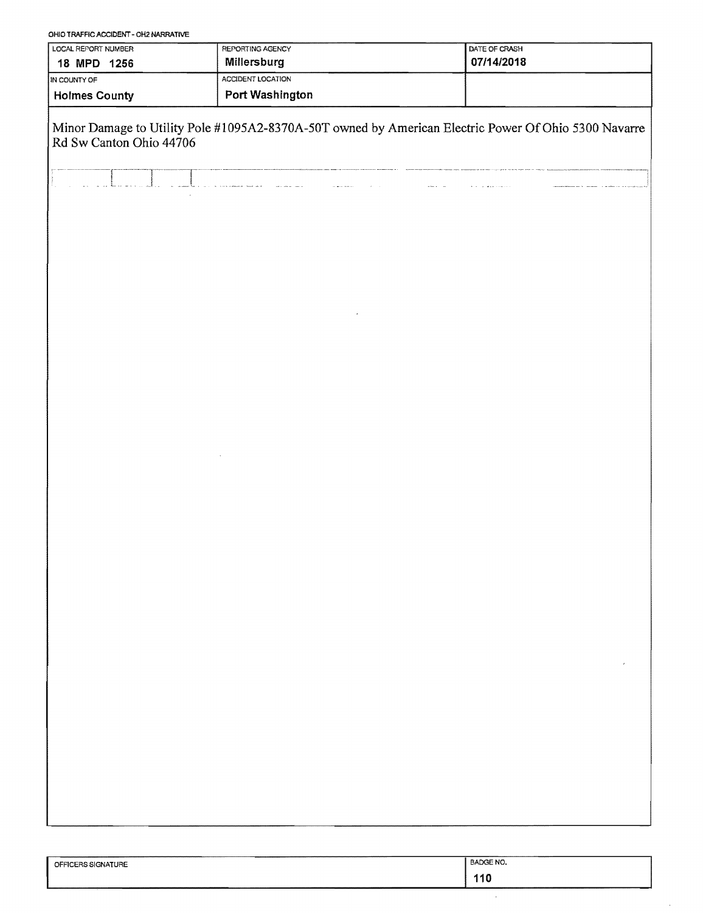OHIO TRAFFIC ACCIDENT - OH2 NARRATIVE

| LOCAL REPORT NUMBER | REPORTING AGENCY | DATE OF CRASH |
| --- | --- | --- |
| 18 MPD 1256 | Millersburg | 07/14/2018 |
| IN COUNTY OF | ACCIDENT LOCATION | |
| Holmes County | Port Washington | |

Minor Damage to Utility Pole #1095A2-8370A-50T owned by American Electric Power Of Ohio 5300 Navarre Rd Sw Canton Ohio 44706

| OFFICERS SIGNATURE | BADGE NO. |
| --- | --- |
| | 110 |